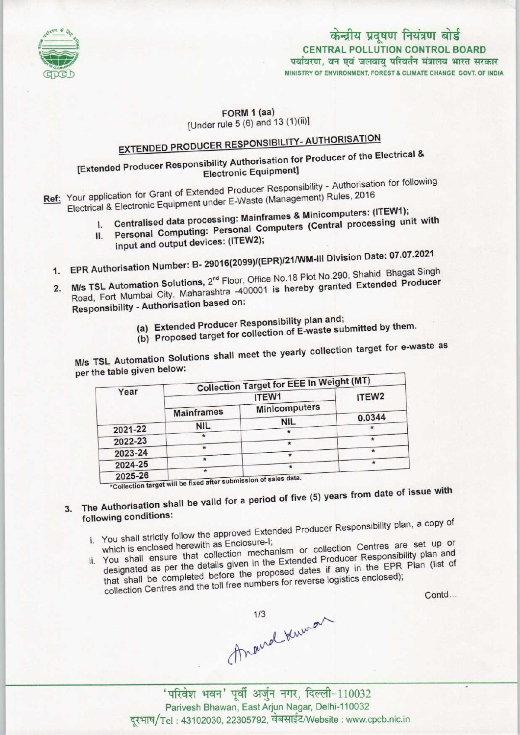केन्द्रीय प्रदूषण नियंत्रण बोर्ड
**CENTRAL POLLUTION CONTROL BOARD**
पर्यावरण, वन एवं जलवायु परिवर्तन मंत्रालय भारत सरकार
MINISTRY OF ENVIRONMENT, FOREST & CLIMATE CHANGE GOVT. OF INDIA

**FORM 1 (aa)**
[Under rule 5 (6) and 13 (1)(ii)]

## EXTENDED PRODUCER RESPONSIBILITY- AUTHORISATION

**[Extended Producer Responsibility Authorisation for Producer of the Electrical & Electronic Equipment]**

**Ref:** Your application for Grant of Extended Producer Responsibility - Authorisation for following Electrical & Electronic Equipment under E-Waste (Management) Rules, 2016

I. **Centralised data processing: Mainframes & Minicomputers: (ITEW1);**
II. **Personal Computing: Personal Computers (Central processing unit with input and output devices: (ITEW2);**

1. **EPR Authorisation Number: B- 29016(2099)/(EPR)/21/WM-III Division Date: 07.07.2021**
2. **M/s TSL Automation Solutions,** 2nd Floor, Office No.18 Plot No.290, Shahid Bhagat Singh Road, Fort Mumbai City, Maharashtra -400001 is hereby granted Extended Producer Responsibility - Authorisation based on:

    (a) **Extended Producer Responsibility plan and;**
    (b) **Proposed target for collection of E-waste submitted by them.**

M/s TSL Automation Solutions shall meet the yearly collection target for e-waste as per the table given below:

| Year | Collection Target for EEE in Weight (MT) | | |
|---|---|---|---|
| | ITEW1 | | ITEW2 |
| | Mainframes | Minicomputers | |
| 2021-22 | NIL | NIL | 0.0344 |
| 2022-23 | * | * | * |
| 2023-24 | * | * | * |
| 2024-25 | * | * | * |
| 2025-26 | * | * | * |

*Collection target will be fixed after submission of sales data.

3. The Authorisation shall be valid for a period of five (5) years from date of issue with following conditions:

    i. You shall strictly follow the approved Extended Producer Responsibility plan, a copy of which is enclosed herewith as Enclosure-I;
    ii. You shall ensure that collection mechanism or collection Centres are set up or designated as per the details given in the Extended Producer Responsibility plan and that shall be completed before the proposed dates if any in the EPR Plan (list of collection Centres and the toll free numbers for reverse logistics enclosed);

Contd...

'परिवेश भवन' पूर्वी अर्जुन नगर, दिल्ली-110032
Parivesh Bhawan, East Arjun Nagar, Delhi-110032
दूरभाष/Tel : 43102030, 22305792, वेबसाईट/Website : www.cpcb.nic.in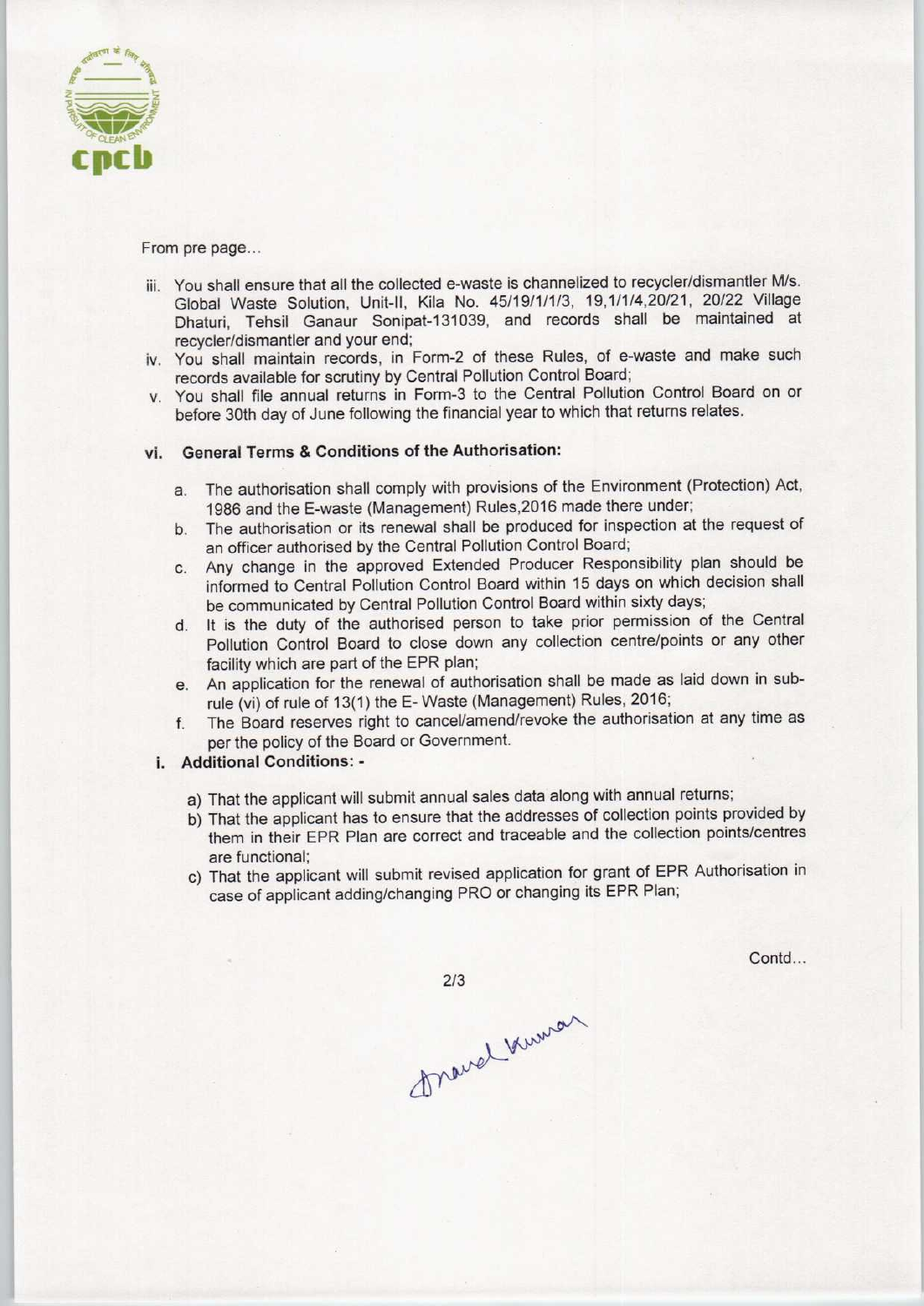From pre page...

iii. You shall ensure that all the collected e-waste is channelized to recycler/dismantler M/s. Global Waste Solution, Unit-II, Kila No. 45/19/1/1/3, 19,1/1/4,20/21, 20/22 Village Dhaturi, Tehsil Ganaur Sonipat-131039, and records shall be maintained at recycler/dismantler and your end;

iv. You shall maintain records, in Form-2 of these Rules, of e-waste and make such records available for scrutiny by Central Pollution Control Board;

v. You shall file annual returns in Form-3 to the Central Pollution Control Board on or before 30th day of June following the financial year to which that returns relates.

### vi. General Terms & Conditions of the Authorisation:

a. The authorisation shall comply with provisions of the Environment (Protection) Act, 1986 and the E-waste (Management) Rules,2016 made there under;

b. The authorisation or its renewal shall be produced for inspection at the request of an officer authorised by the Central Pollution Control Board;

c. Any change in the approved Extended Producer Responsibility plan should be informed to Central Pollution Control Board within 15 days on which decision shall be communicated by Central Pollution Control Board within sixty days;

d. It is the duty of the authorised person to take prior permission of the Central Pollution Control Board to close down any collection centre/points or any other facility which are part of the EPR plan;

e. An application for the renewal of authorisation shall be made as laid down in sub-rule (vi) of rule of 13(1) the E- Waste (Management) Rules, 2016;

f. The Board reserves right to cancel/amend/revoke the authorisation at any time as per the policy of the Board or Government.

### i. Additional Conditions: -

a) That the applicant will submit annual sales data along with annual returns;

b) That the applicant has to ensure that the addresses of collection points provided by them in their EPR Plan are correct and traceable and the collection points/centres are functional;

c) That the applicant will submit revised application for grant of EPR Authorisation in case of applicant adding/changing PRO or changing its EPR Plan;

Contd...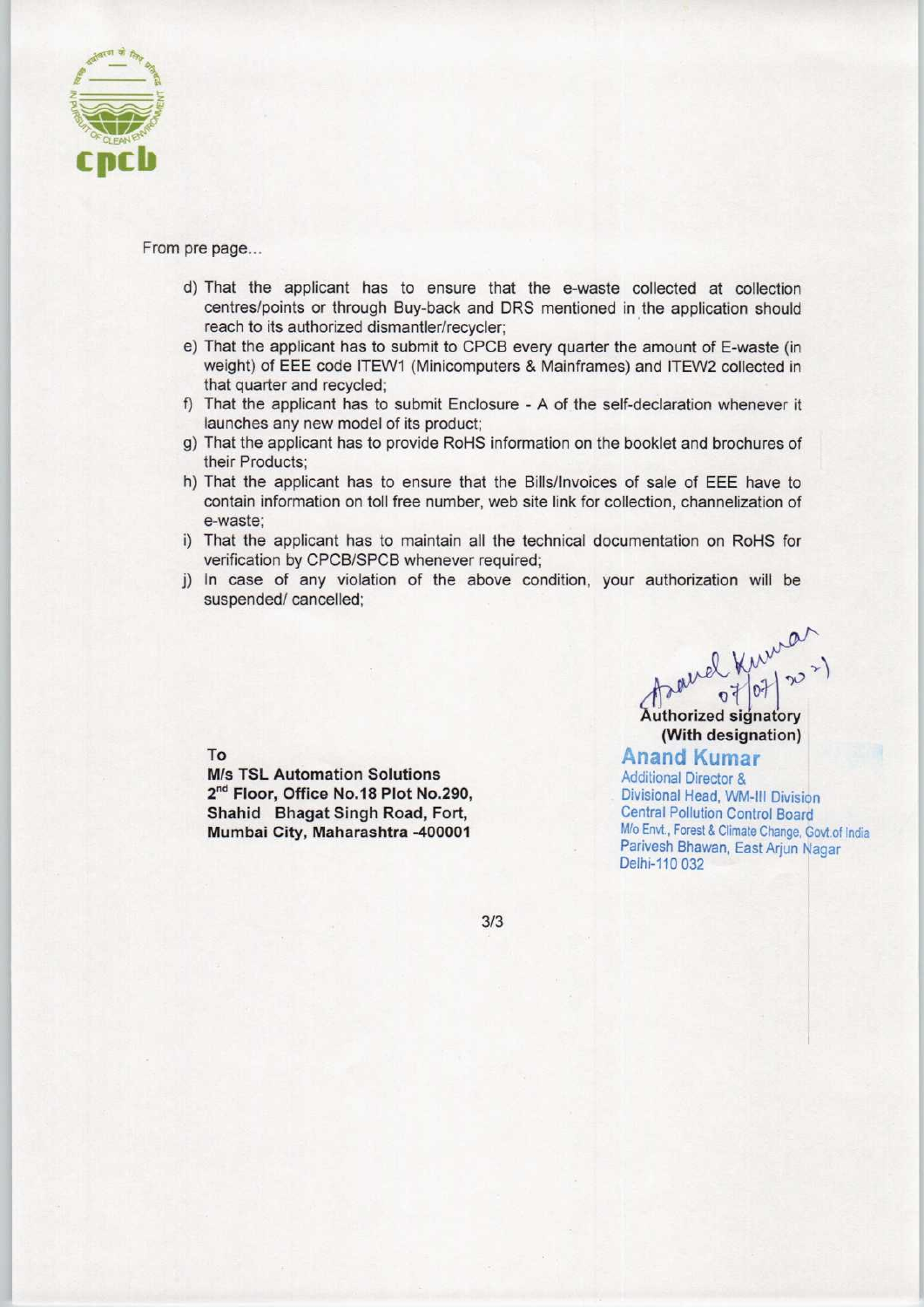From pre page...

d) That the applicant has to ensure that the e-waste collected at collection centres/points or through Buy-back and DRS mentioned in the application should reach to its authorized dismantler/recycler;

e) That the applicant has to submit to CPCB every quarter the amount of E-waste (in weight) of EEE code ITEW1 (Minicomputers & Mainframes) and ITEW2 collected in that quarter and recycled;

f) That the applicant has to submit Enclosure - A of the self-declaration whenever it launches any new model of its product;

g) That the applicant has to provide RoHS information on the booklet and brochures of their Products;

h) That the applicant has to ensure that the Bills/Invoices of sale of EEE have to contain information on toll free number, web site link for collection, channelization of e-waste;

i) That the applicant has to maintain all the technical documentation on RoHS for verification by CPCB/SPCB whenever required;

j) In case of any violation of the above condition, your authorization will be suspended/ cancelled;

Anand Kumar 07/07/2021

Authorized signatory
(With designation)

**Anand Kumar**
Additional Director &
Divisional Head, WM-III Division
Central Pollution Control Board
M/o Envt., Forest & Climate Change, Govt.of India
Parivesh Bhawan, East Arjun Nagar
Delhi-110 032

To
**M/s TSL Automation Solutions**
**2nd Floor, Office No.18 Plot No.290,**
**Shahid Bhagat Singh Road, Fort,**
**Mumbai City, Maharashtra -400001**